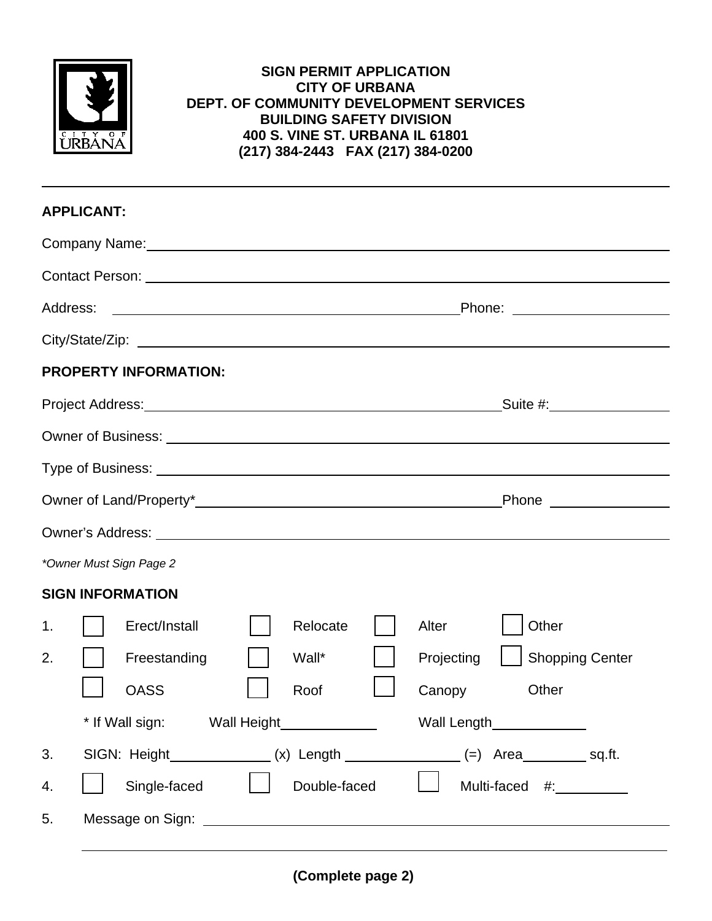**SIGN PERMIT APPLICATION**
**CITY OF URBANA**
**DEPT. OF COMMUNITY DEVELOPMENT SERVICES**
**BUILDING SAFETY DIVISION**
**400 S. VINE ST. URBANA IL 61801**
**(217) 384-2443 FAX (217) 384-0200**

---

**APPLICANT:**

Company Name: ______________________________

Contact Person: ______________________________

Address: ______________________________ Phone: ______________

City/State/Zip: ______________________________

**PROPERTY INFORMATION:**

Project Address: ______________________________ Suite #: __________

Owner of Business: ______________________________

Type of Business: ______________________________

Owner of Land/Property* ______________________________ Phone __________

Owner's Address: ______________________________

*\*Owner Must Sign Page 2*

**SIGN INFORMATION**

1. ☐ Erect/Install ☐ Relocate ☐ Alter ☐ Other
2. ☐ Freestanding ☐ Wall* ☐ Projecting ☐ Shopping Center
   ☐ OASS ☐ Roof ☐ Canopy Other

   \* If Wall sign: Wall Height __________ Wall Length __________
3. SIGN: Height __________ (x) Length __________ (=) Area __________ sq.ft.
4. ☐ Single-faced ☐ Double-faced ☐ Multi-faced #: __________
5. Message on Sign: ______________________________

   ______________________________

**(Complete page 2)**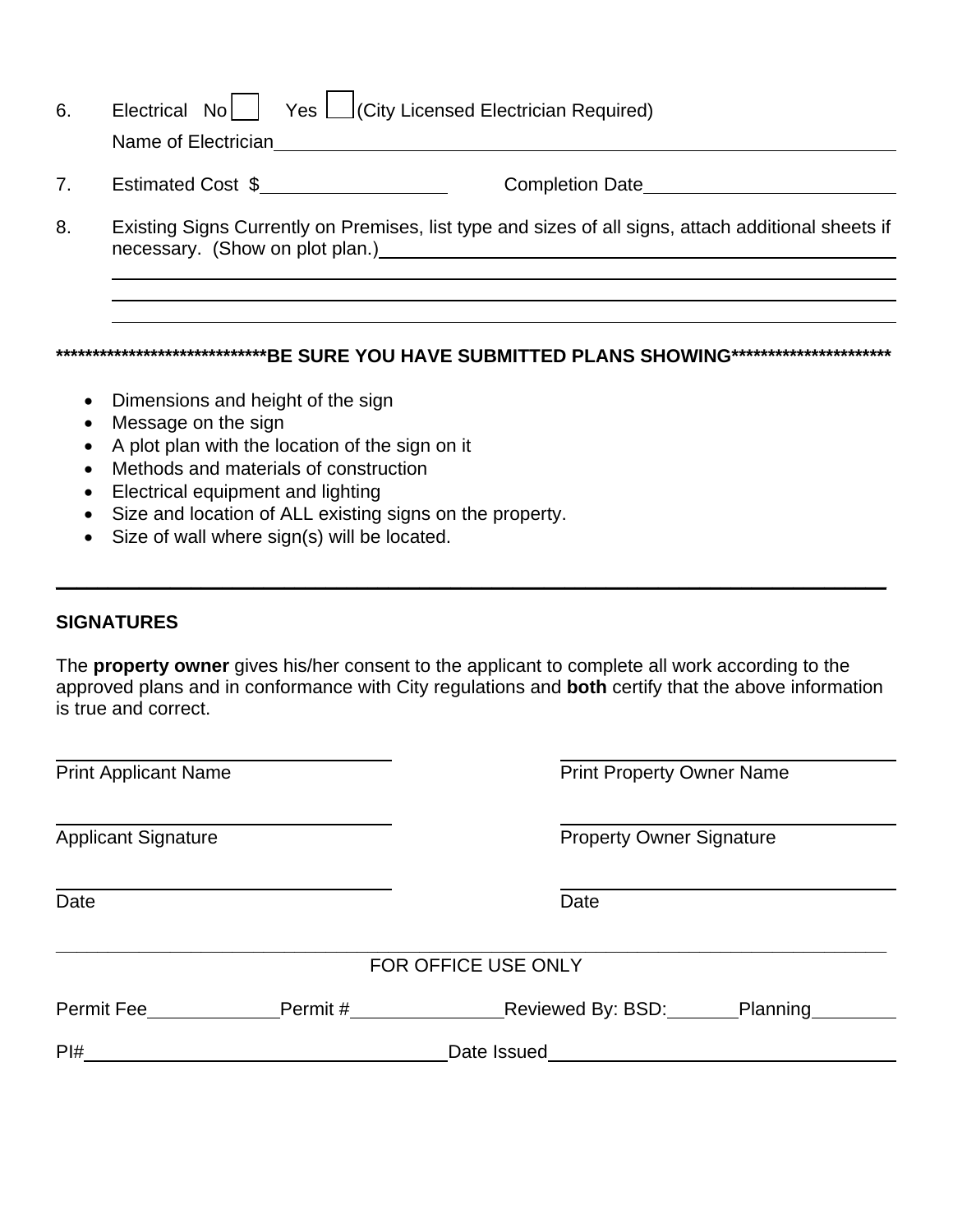6. Electrical No ☐ Yes ☐ (City Licensed Electrician Required)

   Name of Electrician \_\_\_\_\_\_\_\_\_\_\_\_\_\_\_\_\_\_\_\_\_\_\_\_\_\_\_\_\_\_\_\_\_\_\_\_\_\_\_\_

7. Estimated Cost $ \_\_\_\_\_\_\_\_\_\_\_\_\_\_\_\_ Completion Date \_\_\_\_\_\_\_\_\_\_\_\_\_\_\_\_\_\_\_\_

8. Existing Signs Currently on Premises, list type and sizes of all signs, attach additional sheets if necessary. (Show on plot plan.) \_\_\_\_\_\_\_\_\_\_\_\_\_\_\_\_\_\_\_\_\_\_\_\_\_\_\_\_\_\_\_\_\_\_\_\_\_\_\_\_

   \_\_\_\_\_\_\_\_\_\_\_\_\_\_\_\_\_\_\_\_\_\_\_\_\_\_\_\_\_\_\_\_\_\_\_\_\_\_\_\_\_\_\_\_\_\_\_\_\_\_\_\_\_\_\_\_\_\_\_\_\_\_\_\_\_\_\_\_\_\_\_\_

   \_\_\_\_\_\_\_\_\_\_\_\_\_\_\_\_\_\_\_\_\_\_\_\_\_\_\_\_\_\_\_\_\_\_\_\_\_\_\_\_\_\_\_\_\_\_\_\_\_\_\_\_\_\_\_\_\_\_\_\_\_\_\_\_\_\_\_\_\_\_\_\_

   \_\_\_\_\_\_\_\_\_\_\_\_\_\_\_\_\_\_\_\_\_\_\_\_\_\_\_\_\_\_\_\_\_\_\_\_\_\_\_\_\_\_\_\_\_\_\_\_\_\_\_\_\_\_\_\_\_\_\_\_\_\_\_\_\_\_\_\_\_\_\_\_

**\*\*\*\*\*\*\*\*\*\*\*\*\*\*\*\*\*\*\*\*\*\*\*\*\*\*\*\*\*BE SURE YOU HAVE SUBMITTED PLANS SHOWING\*\*\*\*\*\*\*\*\*\*\*\*\*\*\*\*\*\*\*\*\*\***

- Dimensions and height of the sign
- Message on the sign
- A plot plan with the location of the sign on it
- Methods and materials of construction
- Electrical equipment and lighting
- Size and location of ALL existing signs on the property.
- Size of wall where sign(s) will be located.

---

**SIGNATURES**

The **property owner** gives his/her consent to the applicant to complete all work according to the approved plans and in conformance with City regulations and **both** certify that the above information is true and correct.

| | |
|---|---|
| \_\_\_\_\_\_\_\_\_\_\_\_\_\_\_\_\_\_\_\_\_\_\_\_ | \_\_\_\_\_\_\_\_\_\_\_\_\_\_\_\_\_\_\_\_\_\_\_\_ |
| Print Applicant Name | Print Property Owner Name |
| \_\_\_\_\_\_\_\_\_\_\_\_\_\_\_\_\_\_\_\_\_\_\_\_ | \_\_\_\_\_\_\_\_\_\_\_\_\_\_\_\_\_\_\_\_\_\_\_\_ |
| Applicant Signature | Property Owner Signature |
| \_\_\_\_\_\_\_\_\_\_\_\_\_\_\_\_\_\_\_\_\_\_\_\_ | \_\_\_\_\_\_\_\_\_\_\_\_\_\_\_\_\_\_\_\_\_\_\_\_ |
| Date | Date |

---

FOR OFFICE USE ONLY

Permit Fee \_\_\_\_\_\_\_\_\_\_ Permit # \_\_\_\_\_\_\_\_\_\_\_\_ Reviewed By: BSD: \_\_\_\_\_\_ Planning \_\_\_\_\_\_\_

PI# \_\_\_\_\_\_\_\_\_\_\_\_\_\_\_\_\_\_\_\_\_\_\_\_\_\_\_\_\_ Date Issued \_\_\_\_\_\_\_\_\_\_\_\_\_\_\_\_\_\_\_\_\_\_\_\_\_\_\_\_\_